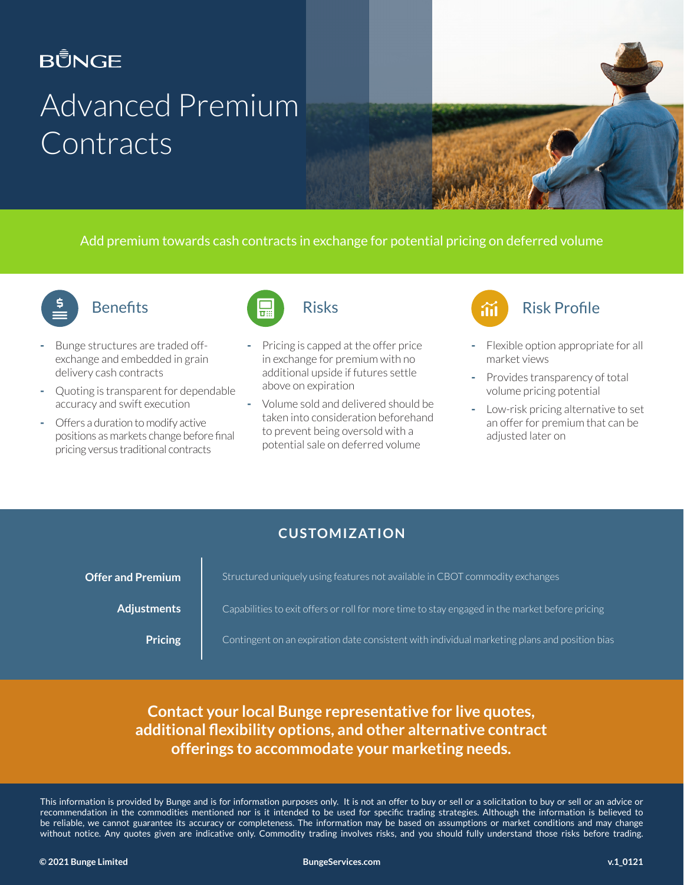BUNGE

# Advanced Premium Contracts

Add premium towards cash contracts in exchange for potential pricing on deferred volume

## Benefits

- Bunge structures are traded off-exchange and embedded in grain delivery cash contracts
- Quoting is transparent for dependable accuracy and swift execution
- Offers a duration to modify active positions as markets change before final pricing versus traditional contracts

## Risks

- Pricing is capped at the offer price in exchange for premium with no additional upside if futures settle above on expiration
- Volume sold and delivered should be taken into consideration beforehand to prevent being oversold with a potential sale on deferred volume

## Risk Profile

- Flexible option appropriate for all market views
- Provides transparency of total volume pricing potential
- Low-risk pricing alternative to set an offer for premium that can be adjusted later on

## CUSTOMIZATION

| | |
|---|---|
| **Offer and Premium** | Structured uniquely using features not available in CBOT commodity exchanges |
| **Adjustments** | Capabilities to exit offers or roll for more time to stay engaged in the market before pricing |
| **Pricing** | Contingent on an expiration date consistent with individual marketing plans and position bias |

**Contact your local Bunge representative for live quotes, additional flexibility options, and other alternative contract offerings to accommodate your marketing needs.**

This information is provided by Bunge and is for information purposes only. It is not an offer to buy or sell or a solicitation to buy or sell or an advice or recommendation in the commodities mentioned nor is it intended to be used for specific trading strategies. Although the information is believed to be reliable, we cannot guarantee its accuracy or completeness. The information may be based on assumptions or market conditions and may change without notice. Any quotes given are indicative only. Commodity trading involves risks, and you should fully understand those risks before trading.

**© 2021 Bunge Limited** **BungeServices.com** **v.1_0121**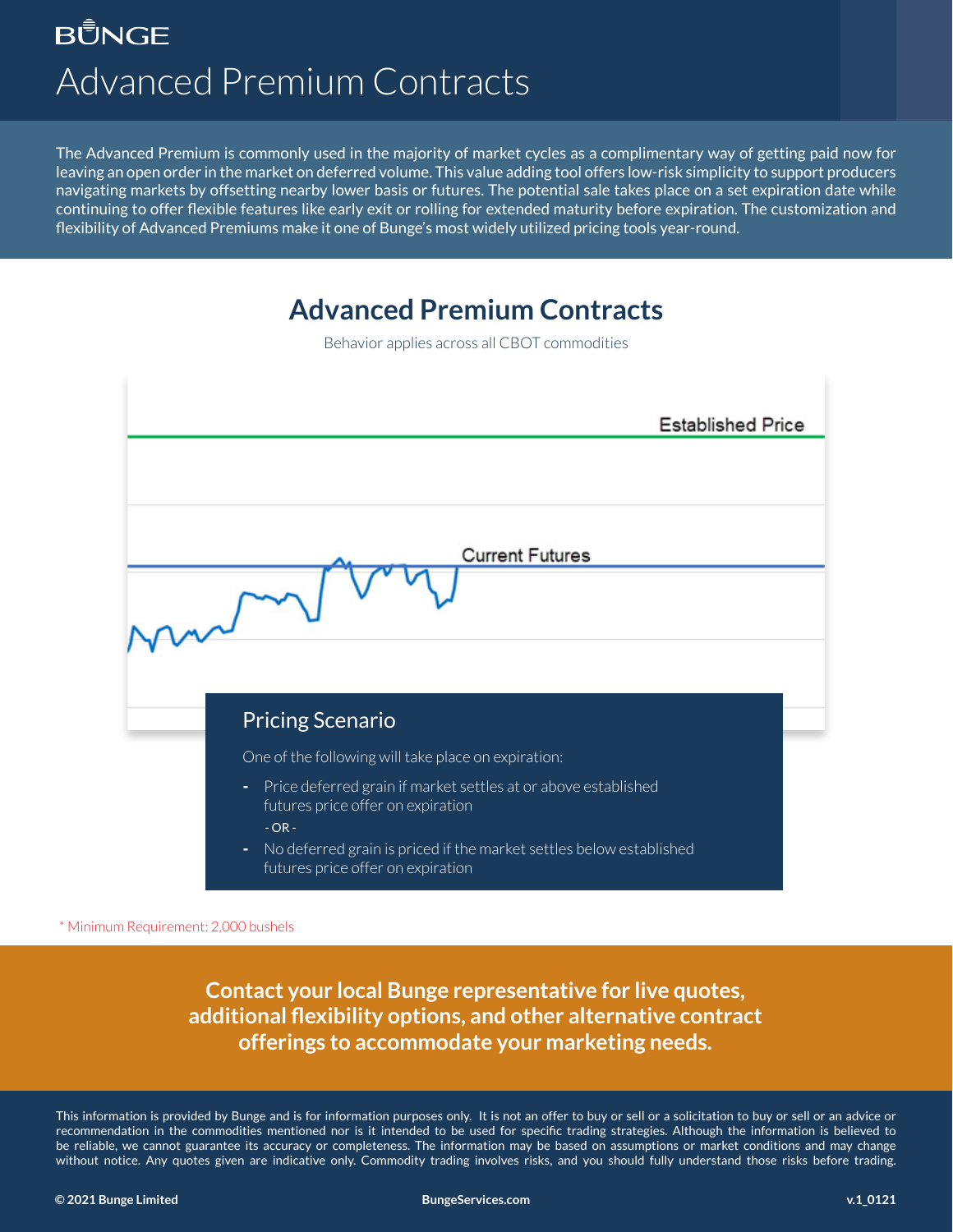# Advanced Premium Contracts

The Advanced Premium is commonly used in the majority of market cycles as a complimentary way of getting paid now for leaving an open order in the market on deferred volume. This value adding tool offers low-risk simplicity to support producers navigating markets by offsetting nearby lower basis or futures. The potential sale takes place on a set expiration date while continuing to offer flexible features like early exit or rolling for extended maturity before expiration. The customization and flexibility of Advanced Premiums make it one of Bunge's most widely utilized pricing tools year-round.

## Advanced Premium Contracts

Behavior applies across all CBOT commodities

Established Price

Current Futures

### Pricing Scenario

One of the following will take place on expiration:

- Price deferred grain if market settles at or above established futures price offer on expiration

  - OR -

- No deferred grain is priced if the market settles below established futures price offer on expiration

\* Minimum Requirement: 2,000 bushels

**Contact your local Bunge representative for live quotes, additional flexibility options, and other alternative contract offerings to accommodate your marketing needs.**

This information is provided by Bunge and is for information purposes only. It is not an offer to buy or sell or a solicitation to buy or sell or an advice or recommendation in the commodities mentioned nor is it intended to be used for specific trading strategies. Although the information is believed to be reliable, we cannot guarantee its accuracy or completeness. The information may be based on assumptions or market conditions and may change without notice. Any quotes given are indicative only. Commodity trading involves risks, and you should fully understand those risks before trading.

**© 2021 Bunge Limited** **BungeServices.com** **v.1_0121**